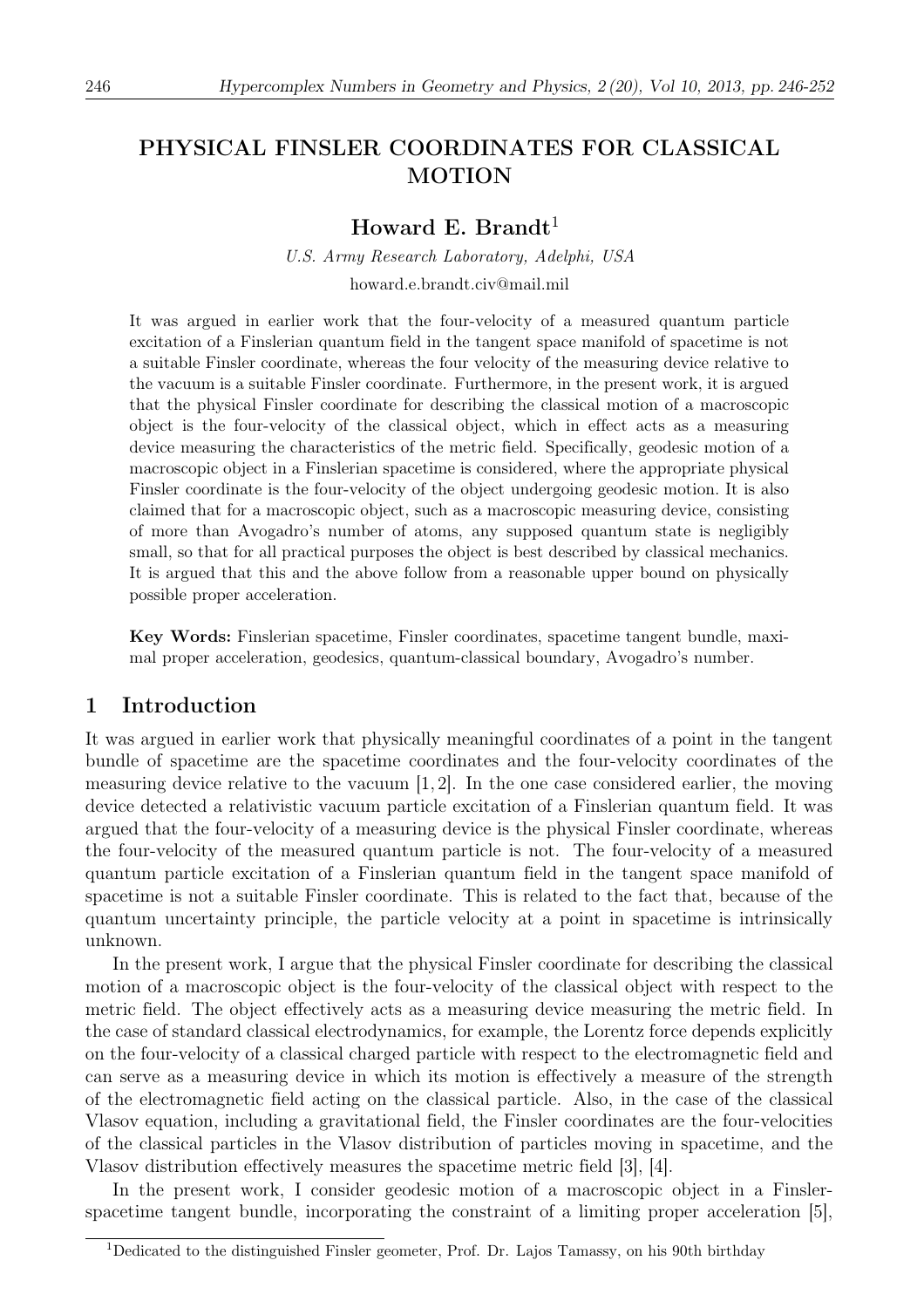# PHYSICAL FINSLER COORDINATES FOR CLASSICAL MOTION

**Howard E. Brandt**[1]

*U.S. Army Research Laboratory, Adelphi, USA*

howard.e.brandt.civ@mail.mil

It was argued in earlier work that the four-velocity of a measured quantum particle excitation of a Finslerian quantum field in the tangent space manifold of spacetime is not a suitable Finsler coordinate, whereas the four velocity of the measuring device relative to the vacuum is a suitable Finsler coordinate. Furthermore, in the present work, it is argued that the physical Finsler coordinate for describing the classical motion of a macroscopic object is the four-velocity of the classical object, which in effect acts as a measuring device measuring the characteristics of the metric field. Specifically, geodesic motion of a macroscopic object in a Finslerian spacetime is considered, where the appropriate physical Finsler coordinate is the four-velocity of the object undergoing geodesic motion. It is also claimed that for a macroscopic object, such as a macroscopic measuring device, consisting of more than Avogadro's number of atoms, any supposed quantum state is negligibly small, so that for all practical purposes the object is best described by classical mechanics. It is argued that this and the above follow from a reasonable upper bound on physically possible proper acceleration.

**Key Words:** Finslerian spacetime, Finsler coordinates, spacetime tangent bundle, maximal proper acceleration, geodesics, quantum-classical boundary, Avogadro's number.

## 1 Introduction

It was argued in earlier work that physically meaningful coordinates of a point in the tangent bundle of spacetime are the spacetime coordinates and the four-velocity coordinates of the measuring device relative to the vacuum [1, 2]. In the one case considered earlier, the moving device detected a relativistic vacuum particle excitation of a Finslerian quantum field. It was argued that the four-velocity of a measuring device is the physical Finsler coordinate, whereas the four-velocity of the measured quantum particle is not. The four-velocity of a measured quantum particle excitation of a Finslerian quantum field in the tangent space manifold of spacetime is not a suitable Finsler coordinate. This is related to the fact that, because of the quantum uncertainty principle, the particle velocity at a point in spacetime is intrinsically unknown.

In the present work, I argue that the physical Finsler coordinate for describing the classical motion of a macroscopic object is the four-velocity of the classical object with respect to the metric field. The object effectively acts as a measuring device measuring the metric field. In the case of standard classical electrodynamics, for example, the Lorentz force depends explicitly on the four-velocity of a classical charged particle with respect to the electromagnetic field and can serve as a measuring device in which its motion is effectively a measure of the strength of the electromagnetic field acting on the classical particle. Also, in the case of the classical Vlasov equation, including a gravitational field, the Finsler coordinates are the four-velocities of the classical particles in the Vlasov distribution of particles moving in spacetime, and the Vlasov distribution effectively measures the spacetime metric field [3], [4].

In the present work, I consider geodesic motion of a macroscopic object in a Finsler-spacetime tangent bundle, incorporating the constraint of a limiting proper acceleration [5],

[1] Dedicated to the distinguished Finsler geometer, Prof. Dr. Lajos Tamassy, on his 90th birthday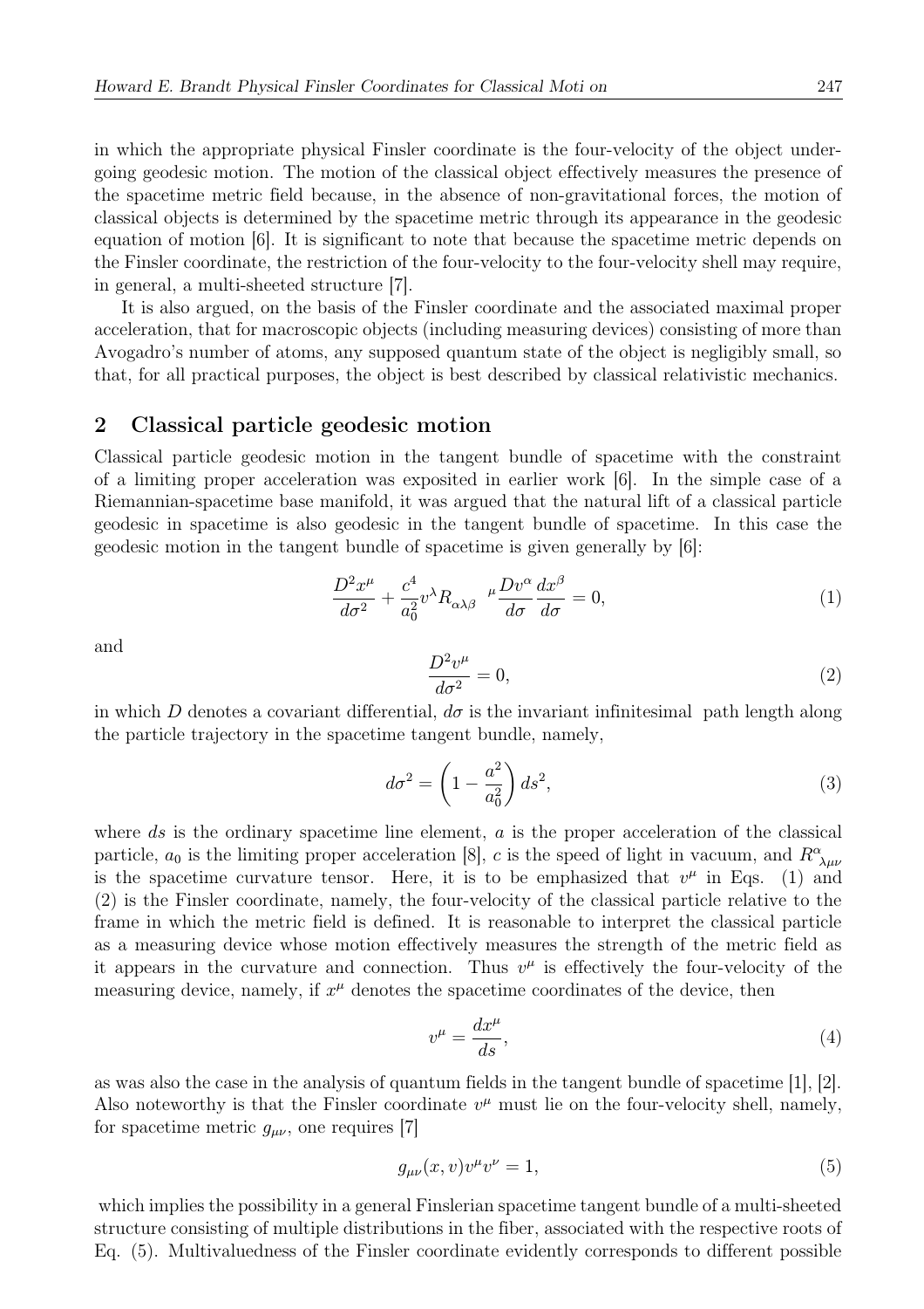in which the appropriate physical Finsler coordinate is the four-velocity of the object undergoing geodesic motion. The motion of the classical object effectively measures the presence of the spacetime metric field because, in the absence of non-gravitational forces, the motion of classical objects is determined by the spacetime metric through its appearance in the geodesic equation of motion [6]. It is significant to note that because the spacetime metric depends on the Finsler coordinate, the restriction of the four-velocity to the four-velocity shell may require, in general, a multi-sheeted structure [7].

It is also argued, on the basis of the Finsler coordinate and the associated maximal proper acceleration, that for macroscopic objects (including measuring devices) consisting of more than Avogadro's number of atoms, any supposed quantum state of the object is negligibly small, so that, for all practical purposes, the object is best described by classical relativistic mechanics.

## 2 Classical particle geodesic motion

Classical particle geodesic motion in the tangent bundle of spacetime with the constraint of a limiting proper acceleration was exposited in earlier work [6]. In the simple case of a Riemannian-spacetime base manifold, it was argued that the natural lift of a classical particle geodesic in spacetime is also geodesic in the tangent bundle of spacetime. In this case the geodesic motion in the tangent bundle of spacetime is given generally by [6]:

$$\frac{D^2 x^\mu}{d\sigma^2} + \frac{c^4}{a_0^2} v^\lambda R_{\alpha\lambda\beta}{}^{\mu} \frac{Dv^\alpha}{d\sigma}\frac{dx^\beta}{d\sigma} = 0, \tag{1}$$

and

$$\frac{D^2 v^\mu}{d\sigma^2} = 0, \tag{2}$$

in which $D$ denotes a covariant differential, $d\sigma$ is the invariant infinitesimal path length along the particle trajectory in the spacetime tangent bundle, namely,

$$d\sigma^2 = \left(1 - \frac{a^2}{a_0^2}\right) ds^2, \tag{3}$$

where $ds$ is the ordinary spacetime line element, $a$ is the proper acceleration of the classical particle, $a_0$ is the limiting proper acceleration [8], $c$ is the speed of light in vacuum, and $R^\alpha{}_{\lambda\mu\nu}$ is the spacetime curvature tensor. Here, it is to be emphasized that $v^\mu$ in Eqs. (1) and (2) is the Finsler coordinate, namely, the four-velocity of the classical particle relative to the frame in which the metric field is defined. It is reasonable to interpret the classical particle as a measuring device whose motion effectively measures the strength of the metric field as it appears in the curvature and connection. Thus $v^\mu$ is effectively the four-velocity of the measuring device, namely, if $x^\mu$ denotes the spacetime coordinates of the device, then

$$v^\mu = \frac{dx^\mu}{ds}, \tag{4}$$

as was also the case in the analysis of quantum fields in the tangent bundle of spacetime [1], [2]. Also noteworthy is that the Finsler coordinate $v^\mu$ must lie on the four-velocity shell, namely, for spacetime metric $g_{\mu\nu}$, one requires [7]

$$g_{\mu\nu}(x, v) v^\mu v^\nu = 1, \tag{5}$$

which implies the possibility in a general Finslerian spacetime tangent bundle of a multi-sheeted structure consisting of multiple distributions in the fiber, associated with the respective roots of Eq. (5). Multivaluedness of the Finsler coordinate evidently corresponds to different possible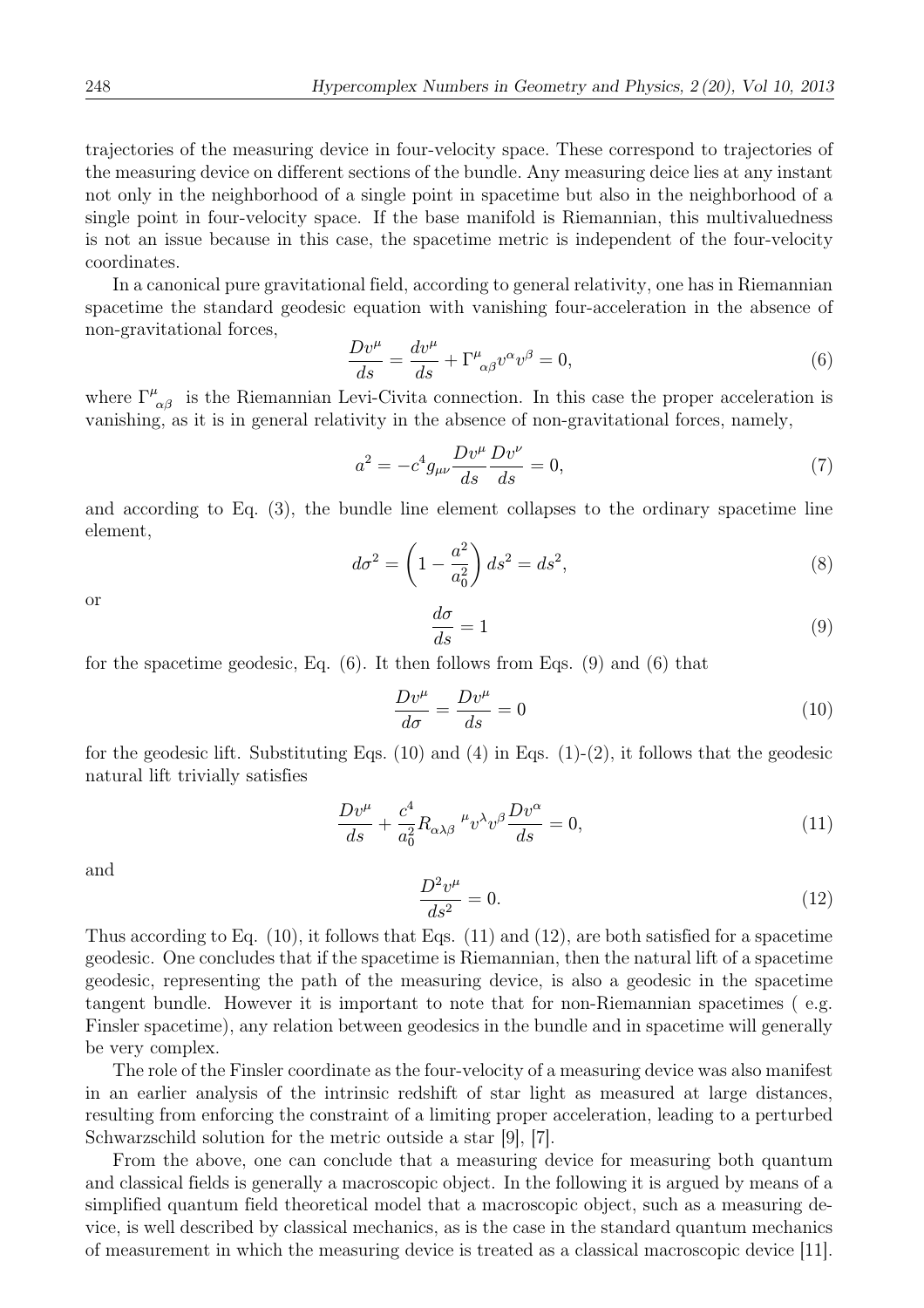trajectories of the measuring device in four-velocity space. These correspond to trajectories of the measuring device on different sections of the bundle. Any measuring deice lies at any instant not only in the neighborhood of a single point in spacetime but also in the neighborhood of a single point in four-velocity space. If the base manifold is Riemannian, this multivaluedness is not an issue because in this case, the spacetime metric is independent of the four-velocity coordinates.

In a canonical pure gravitational field, according to general relativity, one has in Riemannian spacetime the standard geodesic equation with vanishing four-acceleration in the absence of non-gravitational forces,

$$\frac{Dv^\mu}{ds} = \frac{dv^\mu}{ds} + \Gamma^\mu{}_{\alpha\beta} v^\alpha v^\beta = 0, \tag{6}$$

where $\Gamma^\mu{}_{\alpha\beta}$ is the Riemannian Levi-Civita connection. In this case the proper acceleration is vanishing, as it is in general relativity in the absence of non-gravitational forces, namely,

$$a^2 = -c^4 g_{\mu\nu} \frac{Dv^\mu}{ds} \frac{Dv^\nu}{ds} = 0, \tag{7}$$

and according to Eq. (3), the bundle line element collapses to the ordinary spacetime line element,

$$d\sigma^2 = \left(1 - \frac{a^2}{a_0^2}\right) ds^2 = ds^2, \tag{8}$$

or

$$\frac{d\sigma}{ds} = 1 \tag{9}$$

for the spacetime geodesic, Eq. (6). It then follows from Eqs. (9) and (6) that

$$\frac{Dv^\mu}{d\sigma} = \frac{Dv^\mu}{ds} = 0 \tag{10}$$

for the geodesic lift. Substituting Eqs. (10) and (4) in Eqs. (1)-(2), it follows that the geodesic natural lift trivially satisfies

$$\frac{Dv^\mu}{ds} + \frac{c^4}{a_0^2} R_{\alpha\lambda\beta}{}^{\mu} v^\lambda v^\beta \frac{Dv^\alpha}{ds} = 0, \tag{11}$$

and

$$\frac{D^2 v^\mu}{ds^2} = 0. \tag{12}$$

Thus according to Eq. (10), it follows that Eqs. (11) and (12), are both satisfied for a spacetime geodesic. One concludes that if the spacetime is Riemannian, then the natural lift of a spacetime geodesic, representing the path of the measuring device, is also a geodesic in the spacetime tangent bundle. However it is important to note that for non-Riemannian spacetimes ( e.g. Finsler spacetime), any relation between geodesics in the bundle and in spacetime will generally be very complex.

The role of the Finsler coordinate as the four-velocity of a measuring device was also manifest in an earlier analysis of the intrinsic redshift of star light as measured at large distances, resulting from enforcing the constraint of a limiting proper acceleration, leading to a perturbed Schwarzschild solution for the metric outside a star [9], [7].

From the above, one can conclude that a measuring device for measuring both quantum and classical fields is generally a macroscopic object. In the following it is argued by means of a simplified quantum field theoretical model that a macroscopic object, such as a measuring device, is well described by classical mechanics, as is the case in the standard quantum mechanics of measurement in which the measuring device is treated as a classical macroscopic device [11].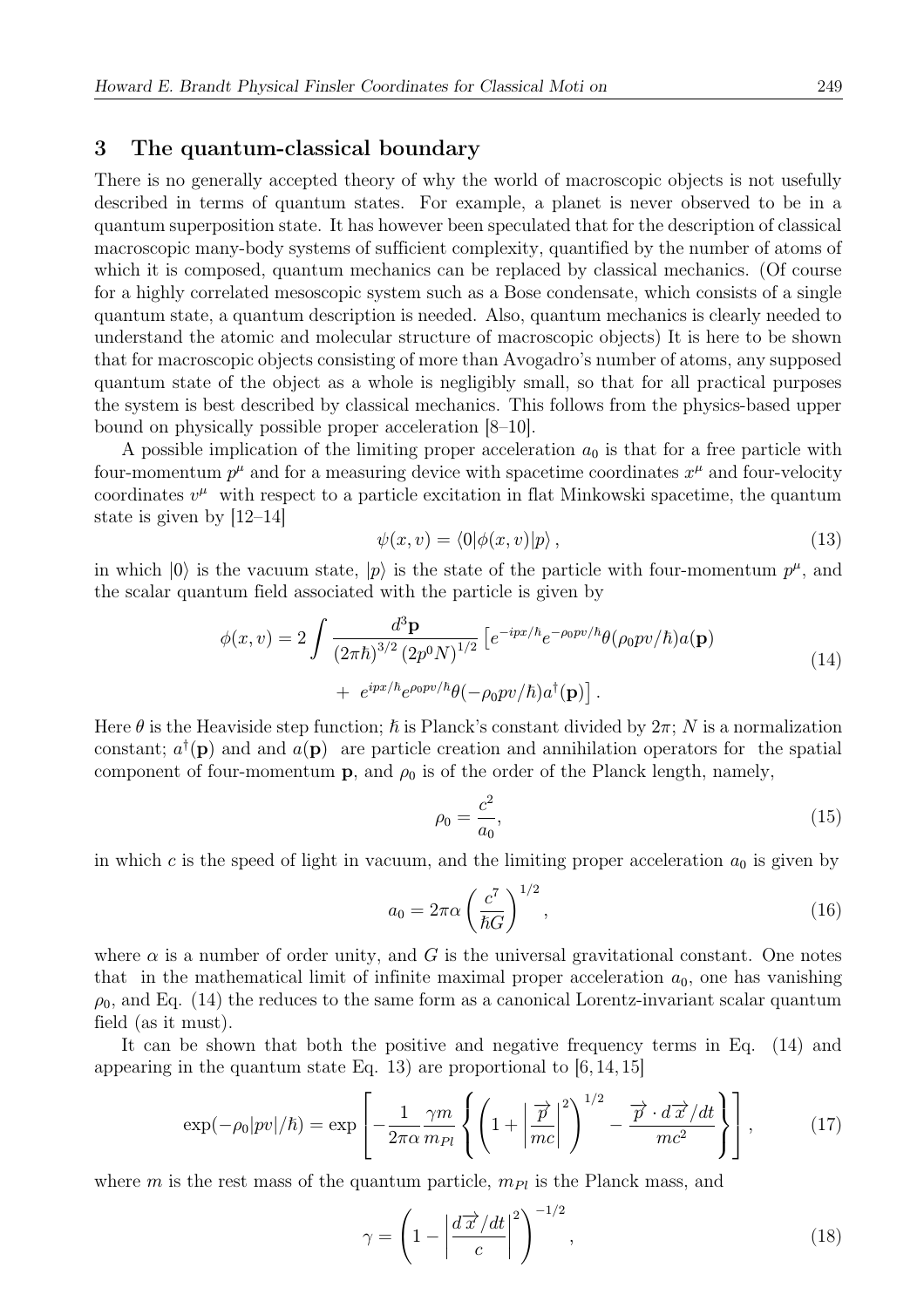## 3 The quantum-classical boundary

There is no generally accepted theory of why the world of macroscopic objects is not usefully described in terms of quantum states. For example, a planet is never observed to be in a quantum superposition state. It has however been speculated that for the description of classical macroscopic many-body systems of sufficient complexity, quantified by the number of atoms of which it is composed, quantum mechanics can be replaced by classical mechanics. (Of course for a highly correlated mesoscopic system such as a Bose condensate, which consists of a single quantum state, a quantum description is needed. Also, quantum mechanics is clearly needed to understand the atomic and molecular structure of macroscopic objects) It is here to be shown that for macroscopic objects consisting of more than Avogadro's number of atoms, any supposed quantum state of the object as a whole is negligibly small, so that for all practical purposes the system is best described by classical mechanics. This follows from the physics-based upper bound on physically possible proper acceleration [8–10].

A possible implication of the limiting proper acceleration $a_0$ is that for a free particle with four-momentum $p^\mu$ and for a measuring device with spacetime coordinates $x^\mu$ and four-velocity coordinates $v^\mu$ with respect to a particle excitation in flat Minkowski spacetime, the quantum state is given by [12–14]

$$\psi(x,v) = \langle 0|\phi(x,v)|p\rangle\,, \tag{13}$$

in which $|0\rangle$ is the vacuum state, $|p\rangle$ is the state of the particle with four-momentum $p^\mu$, and the scalar quantum field associated with the particle is given by

$$\begin{aligned}\phi(x,v) = 2\int \frac{d^3\mathbf{p}}{(2\pi\hbar)^{3/2}\,(2p^0N)^{1/2}}\,\big[&e^{-ipx/\hbar}e^{-\rho_0 pv/\hbar}\theta(\rho_0 pv/\hbar)a(\mathbf{p}) \\ &+\; e^{ipx/\hbar}e^{\rho_0 pv/\hbar}\theta(-\rho_0 pv/\hbar)a^\dagger(\mathbf{p})\big]\,.\end{aligned} \tag{14}$$

Here $\theta$ is the Heaviside step function; $\hbar$ is Planck's constant divided by $2\pi$; $N$ is a normalization constant; $a^\dagger(\mathbf{p})$ and and $a(\mathbf{p})$ are particle creation and annihilation operators for the spatial component of four-momentum $\mathbf{p}$, and $\rho_0$ is of the order of the Planck length, namely,

$$\rho_0 = \frac{c^2}{a_0}, \tag{15}$$

in which $c$ is the speed of light in vacuum, and the limiting proper acceleration $a_0$ is given by

$$a_0 = 2\pi\alpha\left(\frac{c^7}{\hbar G}\right)^{1/2}, \tag{16}$$

where $\alpha$ is a number of order unity, and $G$ is the universal gravitational constant. One notes that in the mathematical limit of infinite maximal proper acceleration $a_0$, one has vanishing $\rho_0$, and Eq. (14) the reduces to the same form as a canonical Lorentz-invariant scalar quantum field (as it must).

It can be shown that both the positive and negative frequency terms in Eq. (14) and appearing in the quantum state Eq. 13) are proportional to [6, 14, 15]

$$\exp(-\rho_0|pv|/\hbar) = \exp\left[-\frac{1}{2\pi\alpha}\frac{\gamma m}{m_{Pl}}\left\{\left(1+\left|\frac{\overrightarrow{p}}{mc}\right|^2\right)^{1/2} - \frac{\overrightarrow{p}\cdot d\overrightarrow{x}/dt}{mc^2}\right\}\right], \tag{17}$$

where $m$ is the rest mass of the quantum particle, $m_{Pl}$ is the Planck mass, and

$$\gamma = \left(1-\left|\frac{d\overrightarrow{x}/dt}{c}\right|^2\right)^{-1/2}, \tag{18}$$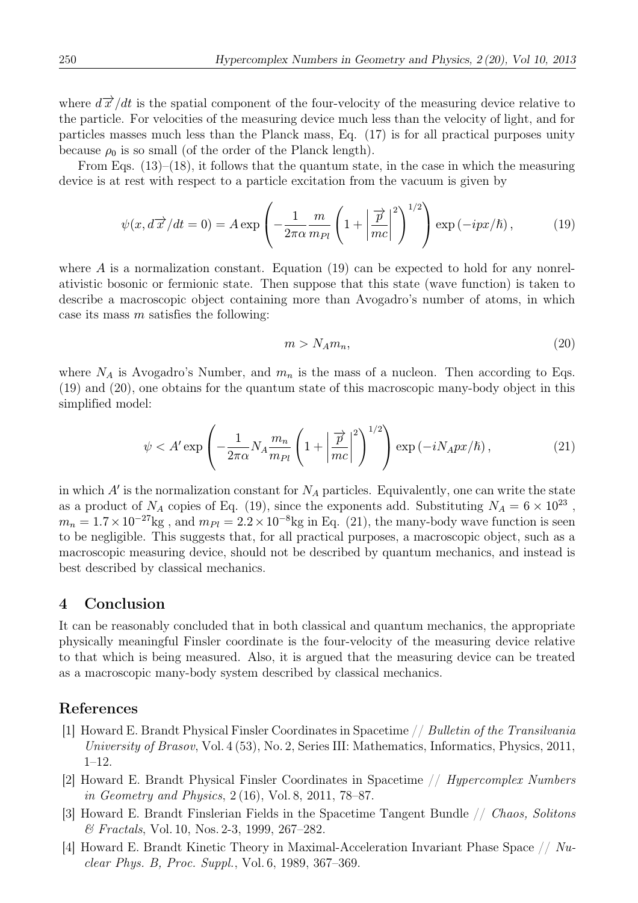where $d\overrightarrow{x}/dt$ is the spatial component of the four-velocity of the measuring device relative to the particle. For velocities of the measuring device much less than the velocity of light, and for particles masses much less than the Planck mass, Eq. (17) is for all practical purposes unity because $\rho_0$ is so small (of the order of the Planck length).

From Eqs. (13)–(18), it follows that the quantum state, in the case in which the measuring device is at rest with respect to a particle excitation from the vacuum is given by

$$\psi(x, d\overrightarrow{x}/dt = 0) = A \exp\left(-\frac{1}{2\pi\alpha}\frac{m}{m_{Pl}}\left(1 + \left|\frac{\overrightarrow{p}}{mc}\right|^2\right)^{1/2}\right)\exp\left(-ipx/\hbar\right), \tag{19}$$

where $A$ is a normalization constant. Equation (19) can be expected to hold for any nonrelativistic bosonic or fermionic state. Then suppose that this state (wave function) is taken to describe a macroscopic object containing more than Avogadro's number of atoms, in which case its mass $m$ satisfies the following:

$$m > N_A m_n, \tag{20}$$

where $N_A$ is Avogadro's Number, and $m_n$ is the mass of a nucleon. Then according to Eqs. (19) and (20), one obtains for the quantum state of this macroscopic many-body object in this simplified model:

$$\psi < A' \exp\left(-\frac{1}{2\pi\alpha}N_A\frac{m_n}{m_{Pl}}\left(1 + \left|\frac{\overrightarrow{p}}{mc}\right|^2\right)^{1/2}\right)\exp\left(-iN_A px/\hbar\right), \tag{21}$$

in which $A'$ is the normalization constant for $N_A$ particles. Equivalently, one can write the state as a product of $N_A$ copies of Eq. (19), since the exponents add. Substituting $N_A = 6 \times 10^{23}$, $m_n = 1.7 \times 10^{-27}$kg, and $m_{Pl} = 2.2 \times 10^{-8}$kg in Eq. (21), the many-body wave function is seen to be negligible. This suggests that, for all practical purposes, a macroscopic object, such as a macroscopic measuring device, should not be described by quantum mechanics, and instead is best described by classical mechanics.

## 4 Conclusion

It can be reasonably concluded that in both classical and quantum mechanics, the appropriate physically meaningful Finsler coordinate is the four-velocity of the measuring device relative to that which is being measured. Also, it is argued that the measuring device can be treated as a macroscopic many-body system described by classical mechanics.

## References

[1] Howard E. Brandt Physical Finsler Coordinates in Spacetime // *Bulletin of the Transilvania University of Brasov*, Vol. 4 (53), No. 2, Series III: Mathematics, Informatics, Physics, 2011, 1–12.

[2] Howard E. Brandt Physical Finsler Coordinates in Spacetime // *Hypercomplex Numbers in Geometry and Physics*, 2 (16), Vol. 8, 2011, 78–87.

[3] Howard E. Brandt Finslerian Fields in the Spacetime Tangent Bundle // *Chaos, Solitons & Fractals*, Vol. 10, Nos. 2-3, 1999, 267–282.

[4] Howard E. Brandt Kinetic Theory in Maximal-Acceleration Invariant Phase Space // *Nuclear Phys. B, Proc. Suppl.*, Vol. 6, 1989, 367–369.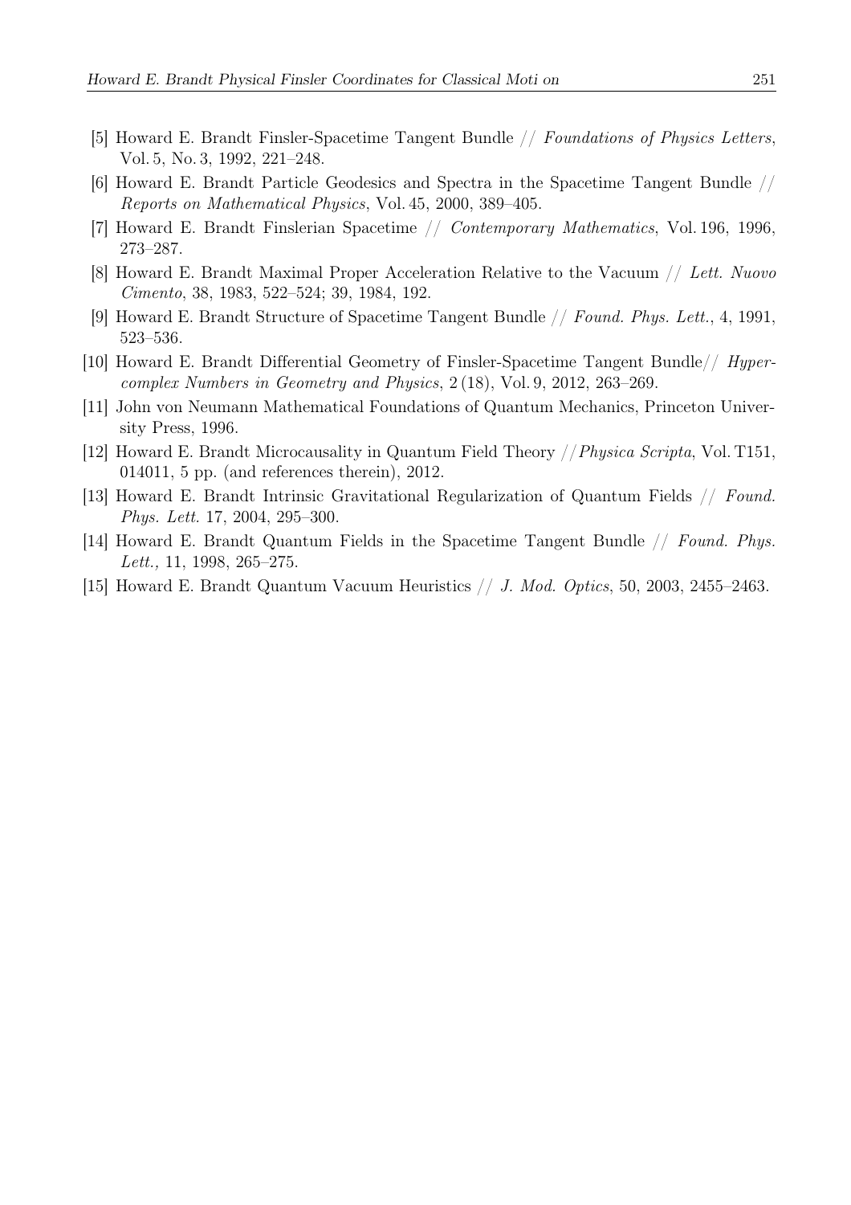[5] Howard E. Brandt Finsler-Spacetime Tangent Bundle // *Foundations of Physics Letters*, Vol. 5, No. 3, 1992, 221–248.

[6] Howard E. Brandt Particle Geodesics and Spectra in the Spacetime Tangent Bundle // *Reports on Mathematical Physics*, Vol. 45, 2000, 389–405.

[7] Howard E. Brandt Finslerian Spacetime // *Contemporary Mathematics*, Vol. 196, 1996, 273–287.

[8] Howard E. Brandt Maximal Proper Acceleration Relative to the Vacuum // *Lett. Nuovo Cimento*, 38, 1983, 522–524; 39, 1984, 192.

[9] Howard E. Brandt Structure of Spacetime Tangent Bundle // *Found. Phys. Lett.*, 4, 1991, 523–536.

[10] Howard E. Brandt Differential Geometry of Finsler-Spacetime Tangent Bundle// *Hypercomplex Numbers in Geometry and Physics*, 2 (18), Vol. 9, 2012, 263–269.

[11] John von Neumann Mathematical Foundations of Quantum Mechanics, Princeton University Press, 1996.

[12] Howard E. Brandt Microcausality in Quantum Field Theory //*Physica Scripta*, Vol. T151, 014011, 5 pp. (and references therein), 2012.

[13] Howard E. Brandt Intrinsic Gravitational Regularization of Quantum Fields // *Found. Phys. Lett.* 17, 2004, 295–300.

[14] Howard E. Brandt Quantum Fields in the Spacetime Tangent Bundle // *Found. Phys. Lett.,* 11, 1998, 265–275.

[15] Howard E. Brandt Quantum Vacuum Heuristics // *J. Mod. Optics*, 50, 2003, 2455–2463.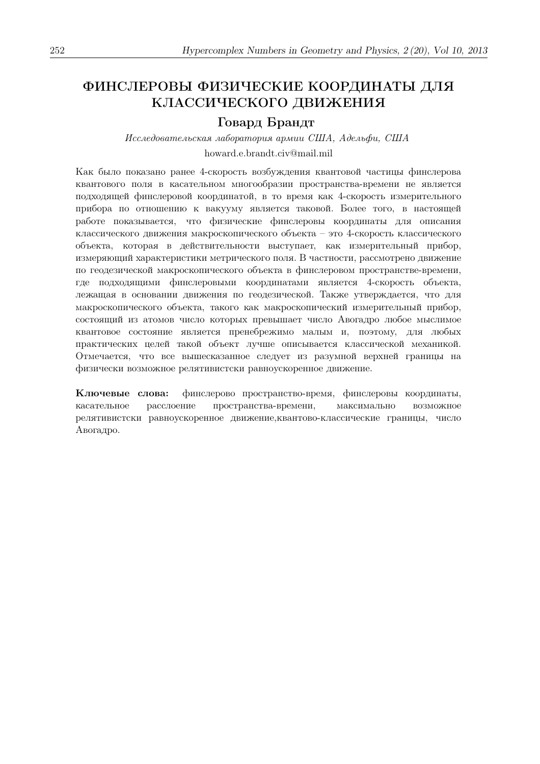# ФИНСЛЕРОВЫ ФИЗИЧЕСКИЕ КООРДИНАТЫ ДЛЯ КЛАССИЧЕСКОГО ДВИЖЕНИЯ

## Говард Брандт

*Исследовательская лаборатория армии США, Адельфи, США*

howard.e.brandt.civ@mail.mil

Как было показано ранее 4-скорость возбуждения квантовой частицы финслерова квантового поля в касательном многообразии пространства-времени не является подходящей финслеровой координатой, в то время как 4-скорость измерительного прибора по отношению к вакууму является таковой. Более того, в настоящей работе показывается, что физические финслеровы координаты для описания классического движения макроскопического объекта – это 4-скорость классического объекта, которая в действительности выступает, как измерительный прибор, измеряющий характеристики метрического поля. В частности, рассмотрено движение по геодезической макроскопического объекта в финслеровом пространстве-времени, где подходящими финслеровыми координатами является 4-скорость объекта, лежащая в основании движения по геодезической. Также утверждается, что для макроскопического объекта, такого как макроскопический измерительный прибор, состоящий из атомов число которых превышает число Авогадро любое мыслимое квантовое состояние является пренебрежимо малым и, поэтому, для любых практических целей такой объект лучше описывается классической механикой. Отмечается, что все вышесказанное следует из разумной верхней границы на физически возможное релятивистски равноускоренное движение.

**Ключевые слова:** финслерово пространство-время, финслеровы координаты, касательное расслоение пространства-времени, максимально возможное релятивистски равноускоренное движение,квантово-классические границы, число Авогадро.